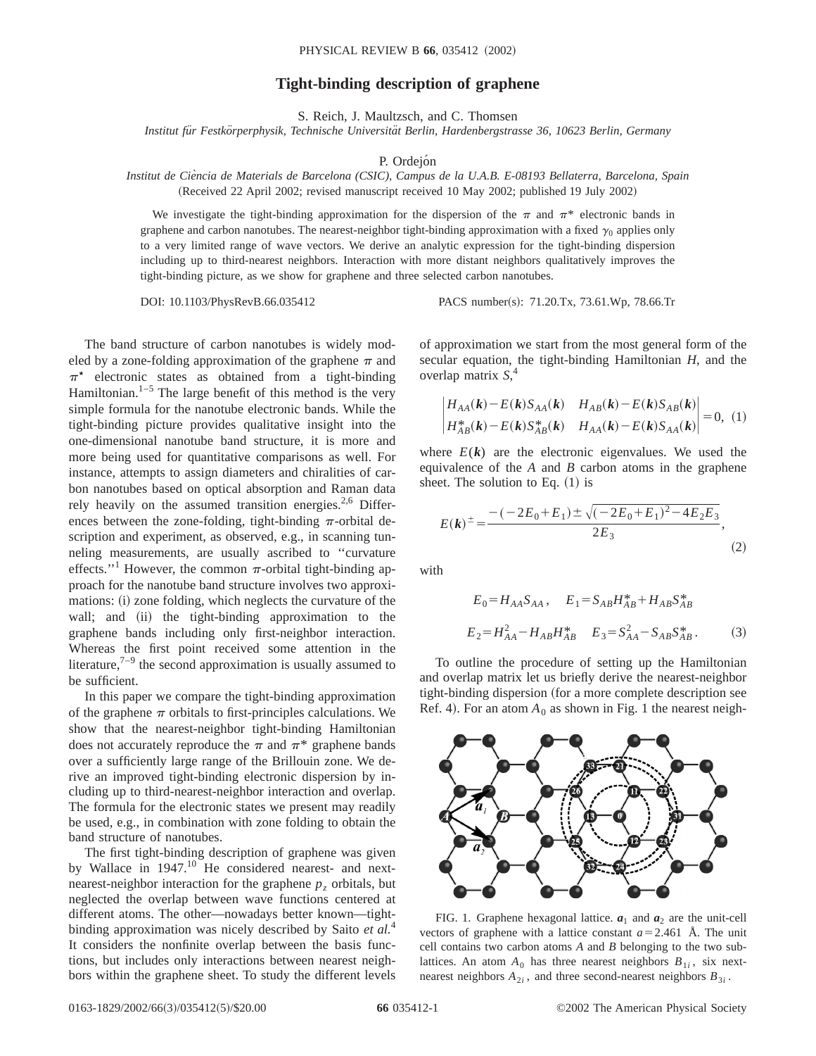# Tight-binding description of graphene

S. Reich, J. Maultzsch, and C. Thomsen

*Institut für Festkörperphysik, Technische Universität Berlin, Hardenbergstrasse 36, 10623 Berlin, Germany*

P. Ordejón

*Institut de Ciència de Materials de Barcelona (CSIC), Campus de la U.A.B. E-08193 Bellaterra, Barcelona, Spain*

(Received 22 April 2002; revised manuscript received 10 May 2002; published 19 July 2002)

We investigate the tight-binding approximation for the dispersion of the $\pi$ and $\pi^*$ electronic bands in graphene and carbon nanotubes. The nearest-neighbor tight-binding approximation with a fixed $\gamma_0$ applies only to a very limited range of wave vectors. We derive an analytic expression for the tight-binding dispersion including up to third-nearest neighbors. Interaction with more distant neighbors qualitatively improves the tight-binding picture, as we show for graphene and three selected carbon nanotubes.

DOI: 10.1103/PhysRevB.66.035412 PACS number(s): 71.20.Tx, 73.61.Wp, 78.66.Tr

The band structure of carbon nanotubes is widely modeled by a zone-folding approximation of the graphene $\pi$ and $\pi^\star$ electronic states as obtained from a tight-binding Hamiltonian.[1–5] The large benefit of this method is the very simple formula for the nanotube electronic bands. While the tight-binding picture provides qualitative insight into the one-dimensional nanotube band structure, it is more and more being used for quantitative comparisons as well. For instance, attempts to assign diameters and chiralities of carbon nanotubes based on optical absorption and Raman data rely heavily on the assumed transition energies.[2,6] Differences between the zone-folding, tight-binding $\pi$-orbital description and experiment, as observed, e.g., in scanning tunneling measurements, are usually ascribed to "curvature effects."[1] However, the common $\pi$-orbital tight-binding approach for the nanotube band structure involves two approximations: (i) zone folding, which neglects the curvature of the wall; and (ii) the tight-binding approximation to the graphene bands including only first-neighbor interaction. Whereas the first point received some attention in the literature,[7–9] the second approximation is usually assumed to be sufficient.

In this paper we compare the tight-binding approximation of the graphene $\pi$ orbitals to first-principles calculations. We show that the nearest-neighbor tight-binding Hamiltonian does not accurately reproduce the $\pi$ and $\pi^*$ graphene bands over a sufficiently large range of the Brillouin zone. We derive an improved tight-binding electronic dispersion by including up to third-nearest-neighbor interaction and overlap. The formula for the electronic states we present may readily be used, e.g., in combination with zone folding to obtain the band structure of nanotubes.

The first tight-binding description of graphene was given by Wallace in 1947.[10] He considered nearest- and next-nearest-neighbor interaction for the graphene $p_z$ orbitals, but neglected the overlap between wave functions centered at different atoms. The other—nowadays better known—tight-binding approximation was nicely described by Saito *et al.*[4] It considers the nonfinite overlap between the basis functions, but includes only interactions between nearest neighbors within the graphene sheet. To study the different levels of approximation we start from the most general form of the secular equation, the tight-binding Hamiltonian $H$, and the overlap matrix $S$,[4]

$$\begin{vmatrix} H_{AA}(\boldsymbol{k})-E(\boldsymbol{k})S_{AA}(\boldsymbol{k}) & H_{AB}(\boldsymbol{k})-E(\boldsymbol{k})S_{AB}(\boldsymbol{k}) \\ H_{AB}^*(\boldsymbol{k})-E(\boldsymbol{k})S_{AB}^*(\boldsymbol{k}) & H_{AA}(\boldsymbol{k})-E(\boldsymbol{k})S_{AA}(\boldsymbol{k}) \end{vmatrix}=0, \quad (1)$$

where $E(\boldsymbol{k})$ are the electronic eigenvalues. We used the equivalence of the $A$ and $B$ carbon atoms in the graphene sheet. The solution to Eq. (1) is

$$E(\boldsymbol{k})^{\pm}=\frac{-(-2E_0+E_1)\pm\sqrt{(-2E_0+E_1)^2-4E_2E_3}}{2E_3}, \quad (2)$$

with

$$E_0=H_{AA}S_{AA}, \quad E_1=S_{AB}H_{AB}^*+H_{AB}S_{AB}^*$$
$$E_2=H_{AA}^2-H_{AB}H_{AB}^* \quad E_3=S_{AA}^2-S_{AB}S_{AB}^*. \quad (3)$$

To outline the procedure of setting up the Hamiltonian and overlap matrix let us briefly derive the nearest-neighbor tight-binding dispersion (for a more complete description see Ref. 4). For an atom $A_0$ as shown in Fig. 1 the nearest neigh-

FIG. 1. Graphene hexagonal lattice. $\boldsymbol{a}_1$ and $\boldsymbol{a}_2$ are the unit-cell vectors of graphene with a lattice constant $a=2.461$ Å. The unit cell contains two carbon atoms $A$ and $B$ belonging to the two sublattices. An atom $A_0$ has three nearest neighbors $B_{1i}$, six next-nearest neighbors $A_{2i}$, and three second-nearest neighbors $B_{3i}$.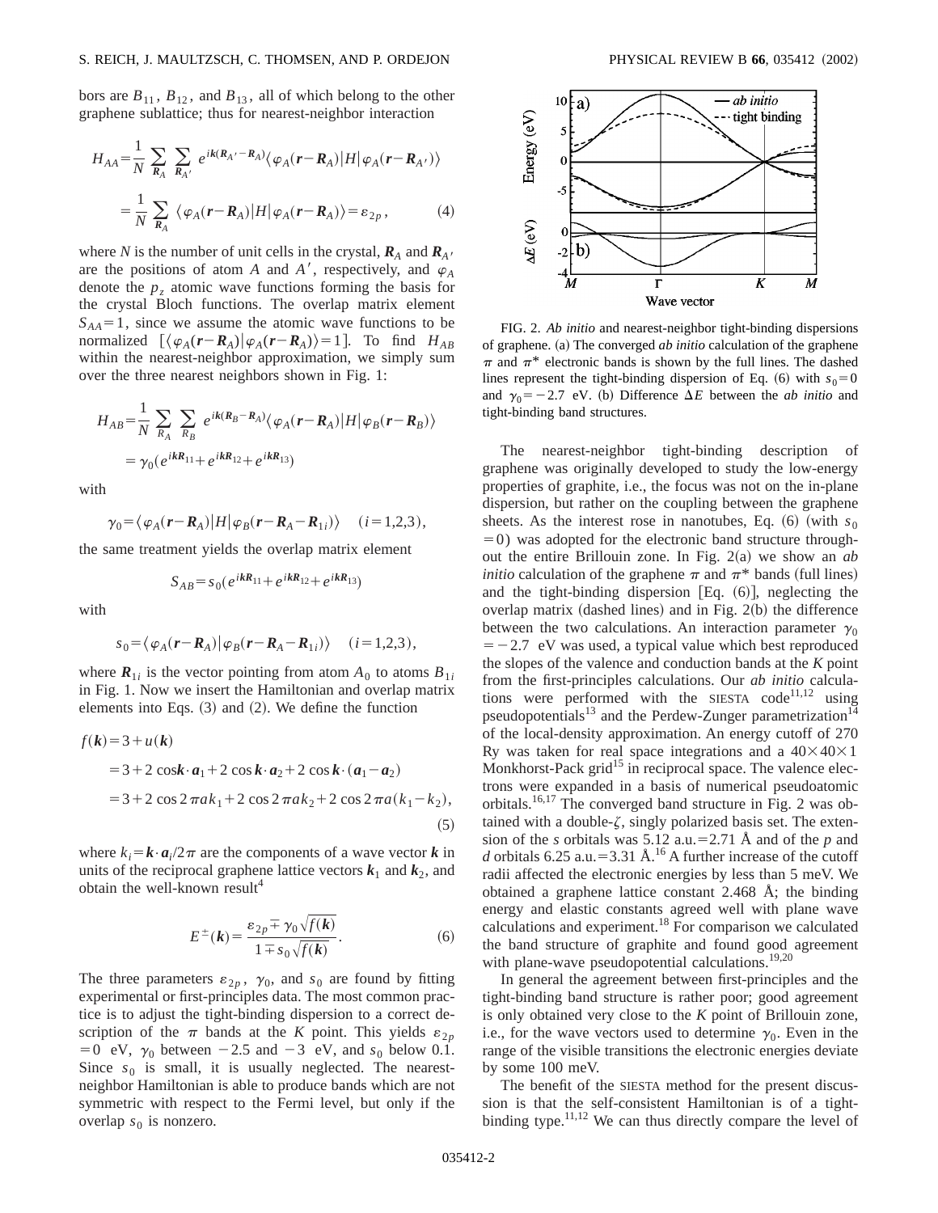bors are $B_{11}$, $B_{12}$, and $B_{13}$, all of which belong to the other graphene sublattice; thus for nearest-neighbor interaction

$$H_{AA}=\frac{1}{N}\sum_{\boldsymbol{R}_A}\sum_{\boldsymbol{R}_{A'}} e^{i\boldsymbol{k}(\boldsymbol{R}_{A'}-\boldsymbol{R}_A)}\langle\varphi_A(\boldsymbol{r}-\boldsymbol{R}_A)|H|\varphi_A(\boldsymbol{r}-\boldsymbol{R}_{A'})\rangle$$

$$=\frac{1}{N}\sum_{\boldsymbol{R}_A}\langle\varphi_A(\boldsymbol{r}-\boldsymbol{R}_A)|H|\varphi_A(\boldsymbol{r}-\boldsymbol{R}_A)\rangle=\varepsilon_{2p}, \qquad (4)$$

where $N$ is the number of unit cells in the crystal, $\boldsymbol{R}_A$ and $\boldsymbol{R}_{A'}$ are the positions of atom $A$ and $A'$, respectively, and $\varphi_A$ denote the $p_z$ atomic wave functions forming the basis for the crystal Bloch functions. The overlap matrix element $S_{AA}=1$, since we assume the atomic wave functions to be normalized $[\langle\varphi_A(\boldsymbol{r}-\boldsymbol{R}_A)|\varphi_A(\boldsymbol{r}-\boldsymbol{R}_A)\rangle=1]$. To find $H_{AB}$ within the nearest-neighbor approximation, we simply sum over the three nearest neighbors shown in Fig. 1:

$$H_{AB}=\frac{1}{N}\sum_{R_A}\sum_{R_B} e^{i\boldsymbol{k}(\boldsymbol{R}_B-\boldsymbol{R}_A)}\langle\varphi_A(\boldsymbol{r}-\boldsymbol{R}_A)|H|\varphi_B(\boldsymbol{r}-\boldsymbol{R}_B)\rangle$$

$$=\gamma_0(e^{i\boldsymbol{k}\boldsymbol{R}_{11}}+e^{i\boldsymbol{k}\boldsymbol{R}_{12}}+e^{i\boldsymbol{k}\boldsymbol{R}_{13}})$$

with

$$\gamma_0=\langle\varphi_A(\boldsymbol{r}-\boldsymbol{R}_A)|H|\varphi_B(\boldsymbol{r}-\boldsymbol{R}_A-\boldsymbol{R}_{1i})\rangle \quad (i=1,2,3),$$

the same treatment yields the overlap matrix element

$$S_{AB}=s_0(e^{i\boldsymbol{k}\boldsymbol{R}_{11}}+e^{i\boldsymbol{k}\boldsymbol{R}_{12}}+e^{i\boldsymbol{k}\boldsymbol{R}_{13}})$$

with

$$s_0=\langle\varphi_A(\boldsymbol{r}-\boldsymbol{R}_A)|\varphi_B(\boldsymbol{r}-\boldsymbol{R}_A-\boldsymbol{R}_{1i})\rangle \quad (i=1,2,3),$$

where $\boldsymbol{R}_{1i}$ is the vector pointing from atom $A_0$ to atoms $B_{1i}$ in Fig. 1. Now we insert the Hamiltonian and overlap matrix elements into Eqs. (3) and (2). We define the function

$$\begin{aligned} f(\boldsymbol{k})&=3+u(\boldsymbol{k})\\ &=3+2\cos\boldsymbol{k}\cdot\boldsymbol{a}_1+2\cos\boldsymbol{k}\cdot\boldsymbol{a}_2+2\cos\boldsymbol{k}\cdot(\boldsymbol{a}_1-\boldsymbol{a}_2)\\ &=3+2\cos 2\pi a k_1+2\cos 2\pi a k_2+2\cos 2\pi a(k_1-k_2), \end{aligned} \qquad (5)$$

where $k_i=\boldsymbol{k}\cdot\boldsymbol{a}_i/2\pi$ are the components of a wave vector $\boldsymbol{k}$ in units of the reciprocal graphene lattice vectors $\boldsymbol{k}_1$ and $\boldsymbol{k}_2$, and obtain the well-known result[4]

$$E^{\pm}(\boldsymbol{k})=\frac{\varepsilon_{2p}\mp\gamma_0\sqrt{f(\boldsymbol{k})}}{1\mp s_0\sqrt{f(\boldsymbol{k})}}. \qquad (6)$$

The three parameters $\varepsilon_{2p}$, $\gamma_0$, and $s_0$ are found by fitting experimental or first-principles data. The most common practice is to adjust the tight-binding dispersion to a correct description of the $\pi$ bands at the $K$ point. This yields $\varepsilon_{2p}=0$ eV, $\gamma_0$ between $-2.5$ and $-3$ eV, and $s_0$ below 0.1. Since $s_0$ is small, it is usually neglected. The nearest-neighbor Hamiltonian is able to produce bands which are not symmetric with respect to the Fermi level, but only if the overlap $s_0$ is nonzero.

FIG. 2. *Ab initio* and nearest-neighbor tight-binding dispersions of graphene. (a) The converged *ab initio* calculation of the graphene $\pi$ and $\pi^*$ electronic bands is shown by the full lines. The dashed lines represent the tight-binding dispersion of Eq. (6) with $s_0=0$ and $\gamma_0=-2.7$ eV. (b) Difference $\Delta E$ between the *ab initio* and tight-binding band structures.

The nearest-neighbor tight-binding description of graphene was originally developed to study the low-energy properties of graphite, i.e., the focus was not on the in-plane dispersion, but rather on the coupling between the graphene sheets. As the interest rose in nanotubes, Eq. (6) (with $s_0=0$) was adopted for the electronic band structure throughout the entire Brillouin zone. In Fig. 2(a) we show an *ab initio* calculation of the graphene $\pi$ and $\pi^*$ bands (full lines) and the tight-binding dispersion [Eq. (6)], neglecting the overlap matrix (dashed lines) and in Fig. 2(b) the difference between the two calculations. An interaction parameter $\gamma_0=-2.7$ eV was used, a typical value which best reproduced the slopes of the valence and conduction bands at the $K$ point from the first-principles calculations. Our *ab initio* calculations were performed with the SIESTA code[11,12] using pseudopotentials[13] and the Perdew-Zunger parametrization[14] of the local-density approximation. An energy cutoff of 270 Ry was taken for real space integrations and a $40\times40\times1$ Monkhorst-Pack grid[15] in reciprocal space. The valence electrons were expanded in a basis of numerical pseudoatomic orbitals.[16,17] The converged band structure in Fig. 2 was obtained with a double-$\zeta$, singly polarized basis set. The extension of the $s$ orbitals was 5.12 a.u.=2.71 Å and of the $p$ and $d$ orbitals 6.25 a.u.=3.31 Å.[16] A further increase of the cutoff radii affected the electronic energies by less than 5 meV. We obtained a graphene lattice constant 2.468 Å; the binding energy and elastic constants agreed well with plane wave calculations and experiment.[18] For comparison we calculated the band structure of graphite and found good agreement with plane-wave pseudopotential calculations.[19,20]

In general the agreement between first-principles and the tight-binding band structure is rather poor; good agreement is only obtained very close to the $K$ point of Brillouin zone, i.e., for the wave vectors used to determine $\gamma_0$. Even in the range of the visible transitions the electronic energies deviate by some 100 meV.

The benefit of the SIESTA method for the present discussion is that the self-consistent Hamiltonian is of a tight-binding type.[11,12] We can thus directly compare the level of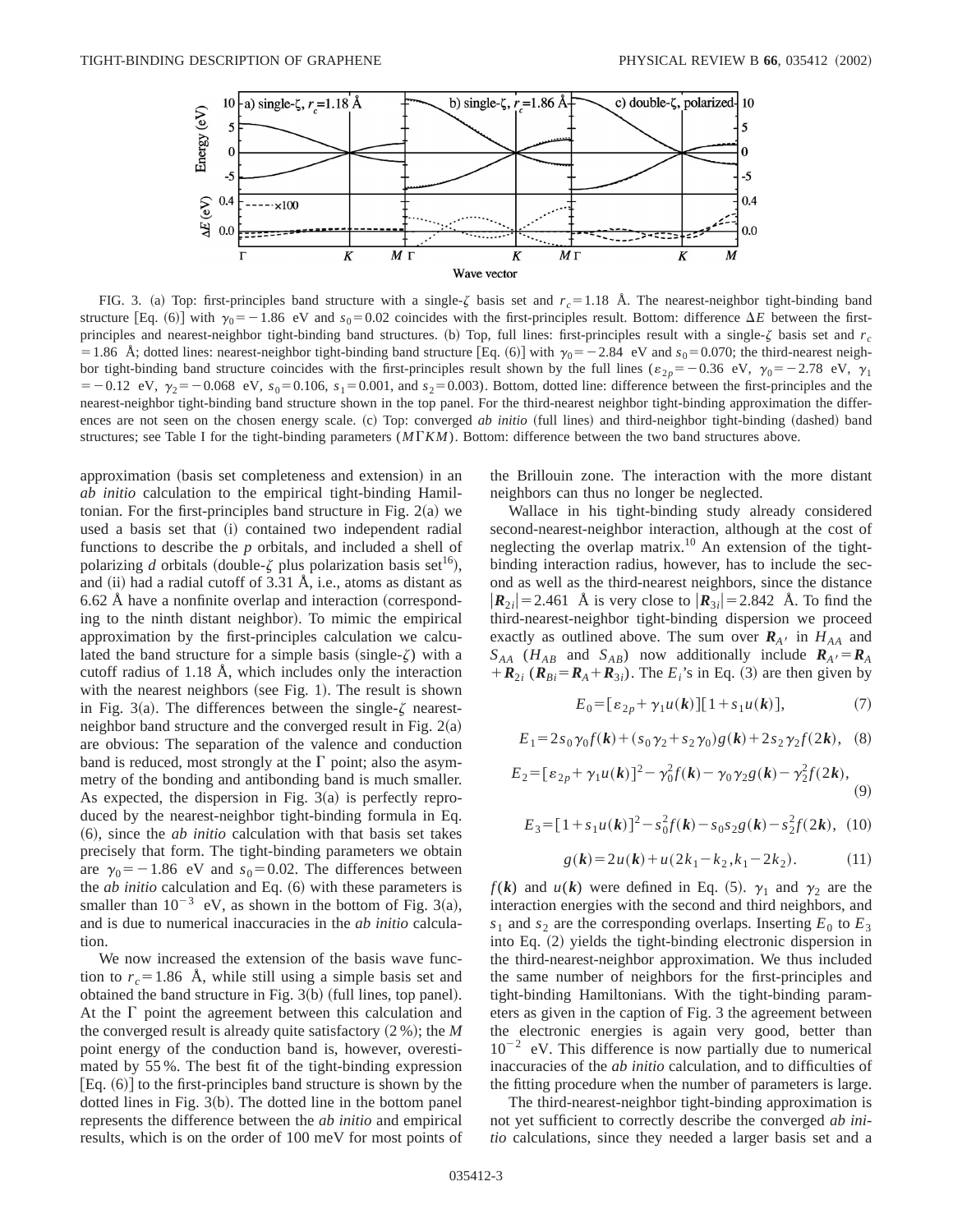FIG. 3. (a) Top: first-principles band structure with a single-$\zeta$ basis set and $r_c = 1.18$ Å. The nearest-neighbor tight-binding band structure [Eq. (6)] with $\gamma_0 = -1.86$ eV and $s_0 = 0.02$ coincides with the first-principles result. Bottom: difference $\Delta E$ between the first-principles and nearest-neighbor tight-binding band structures. (b) Top, full lines: first-principles result with a single-$\zeta$ basis set and $r_c = 1.86$ Å; dotted lines: nearest-neighbor tight-binding band structure [Eq. (6)] with $\gamma_0 = -2.84$ eV and $s_0 = 0.070$; the third-nearest neighbor tight-binding band structure coincides with the first-principles result shown by the full lines ($\varepsilon_{2p} = -0.36$ eV, $\gamma_0 = -2.78$ eV, $\gamma_1 = -0.12$ eV, $\gamma_2 = -0.068$ eV, $s_0 = 0.106$, $s_1 = 0.001$, and $s_2 = 0.003$). Bottom, dotted line: difference between the first-principles and the nearest-neighbor tight-binding band structure shown in the top panel. For the third-nearest neighbor tight-binding approximation the differences are not seen on the chosen energy scale. (c) Top: converged *ab initio* (full lines) and third-neighbor tight-binding (dashed) band structures; see Table I for the tight-binding parameters ($M\Gamma KM$). Bottom: difference between the two band structures above.

approximation (basis set completeness and extension) in an *ab initio* calculation to the empirical tight-binding Hamiltonian. For the first-principles band structure in Fig. 2(a) we used a basis set that (i) contained two independent radial functions to describe the *p* orbitals, and included a shell of polarizing *d* orbitals (double-$\zeta$ plus polarization basis set[16]), and (ii) had a radial cutoff of 3.31 Å, i.e., atoms as distant as 6.62 Å have a nonfinite overlap and interaction (corresponding to the ninth distant neighbor). To mimic the empirical approximation by the first-principles calculation we calculated the band structure for a simple basis (single-$\zeta$) with a cutoff radius of 1.18 Å, which includes only the interaction with the nearest neighbors (see Fig. 1). The result is shown in Fig. 3(a). The differences between the single-$\zeta$ nearest-neighbor band structure and the converged result in Fig. 2(a) are obvious: The separation of the valence and conduction band is reduced, most strongly at the $\Gamma$ point; also the asymmetry of the bonding and antibonding band is much smaller. As expected, the dispersion in Fig. 3(a) is perfectly reproduced by the nearest-neighbor tight-binding formula in Eq. (6), since the *ab initio* calculation with that basis set takes precisely that form. The tight-binding parameters we obtain are $\gamma_0 = -1.86$ eV and $s_0 = 0.02$. The differences between the *ab initio* calculation and Eq. (6) with these parameters is smaller than $10^{-3}$ eV, as shown in the bottom of Fig. 3(a), and is due to numerical inaccuracies in the *ab initio* calculation.

We now increased the extension of the basis wave function to $r_c = 1.86$ Å, while still using a simple basis set and obtained the band structure in Fig. 3(b) (full lines, top panel). At the $\Gamma$ point the agreement between this calculation and the converged result is already quite satisfactory (2%); the *M* point energy of the conduction band is, however, overestimated by 55%. The best fit of the tight-binding expression [Eq. (6)] to the first-principles band structure is shown by the dotted lines in Fig. 3(b). The dotted line in the bottom panel represents the difference between the *ab initio* and empirical results, which is on the order of 100 meV for most points of the Brillouin zone. The interaction with the more distant neighbors can thus no longer be neglected.

Wallace in his tight-binding study already considered second-nearest-neighbor interaction, although at the cost of neglecting the overlap matrix.[10] An extension of the tight-binding interaction radius, however, has to include the second as well as the third-nearest neighbors, since the distance $|\boldsymbol{R}_{2i}| = 2.461$ Å is very close to $|\boldsymbol{R}_{3i}| = 2.842$ Å. To find the third-nearest-neighbor tight-binding dispersion we proceed exactly as outlined above. The sum over $\boldsymbol{R}_{A'}$ in $H_{AA}$ and $S_{AA}$ ($H_{AB}$ and $S_{AB}$) now additionally include $\boldsymbol{R}_{A'} = \boldsymbol{R}_A + \boldsymbol{R}_{2i}$ ($\boldsymbol{R}_{Bi} = \boldsymbol{R}_A + \boldsymbol{R}_{3i}$). The $E_i$'s in Eq. (3) are then given by

$$E_0 = [\varepsilon_{2p} + \gamma_1 u(\boldsymbol{k})][1 + s_1 u(\boldsymbol{k})], \tag{7}$$

$$E_1 = 2s_0\gamma_0 f(\boldsymbol{k}) + (s_0\gamma_2 + s_2\gamma_0)g(\boldsymbol{k}) + 2s_2\gamma_2 f(2\boldsymbol{k}), \tag{8}$$

$$E_2 = [\varepsilon_{2p} + \gamma_1 u(\boldsymbol{k})]^2 - \gamma_0^2 f(\boldsymbol{k}) - \gamma_0\gamma_2 g(\boldsymbol{k}) - \gamma_2^2 f(2\boldsymbol{k}), \tag{9}$$

$$E_3 = [1 + s_1 u(\boldsymbol{k})]^2 - s_0^2 f(\boldsymbol{k}) - s_0 s_2 g(\boldsymbol{k}) - s_2^2 f(2\boldsymbol{k}), \tag{10}$$

$$g(\boldsymbol{k}) = 2u(\boldsymbol{k}) + u(2k_1 - k_2, k_1 - 2k_2). \tag{11}$$

$f(\boldsymbol{k})$ and $u(\boldsymbol{k})$ were defined in Eq. (5). $\gamma_1$ and $\gamma_2$ are the interaction energies with the second and third neighbors, and $s_1$ and $s_2$ are the corresponding overlaps. Inserting $E_0$ to $E_3$ into Eq. (2) yields the tight-binding electronic dispersion in the third-nearest-neighbor approximation. We thus included the same number of neighbors for the first-principles and tight-binding Hamiltonians. With the tight-binding parameters as given in the caption of Fig. 3 the agreement between the electronic energies is again very good, better than $10^{-2}$ eV. This difference is now partially due to numerical inaccuracies of the *ab initio* calculation, and to difficulties of the fitting procedure when the number of parameters is large.

The third-nearest-neighbor tight-binding approximation is not yet sufficient to correctly describe the converged *ab initio* calculations, since they needed a larger basis set and a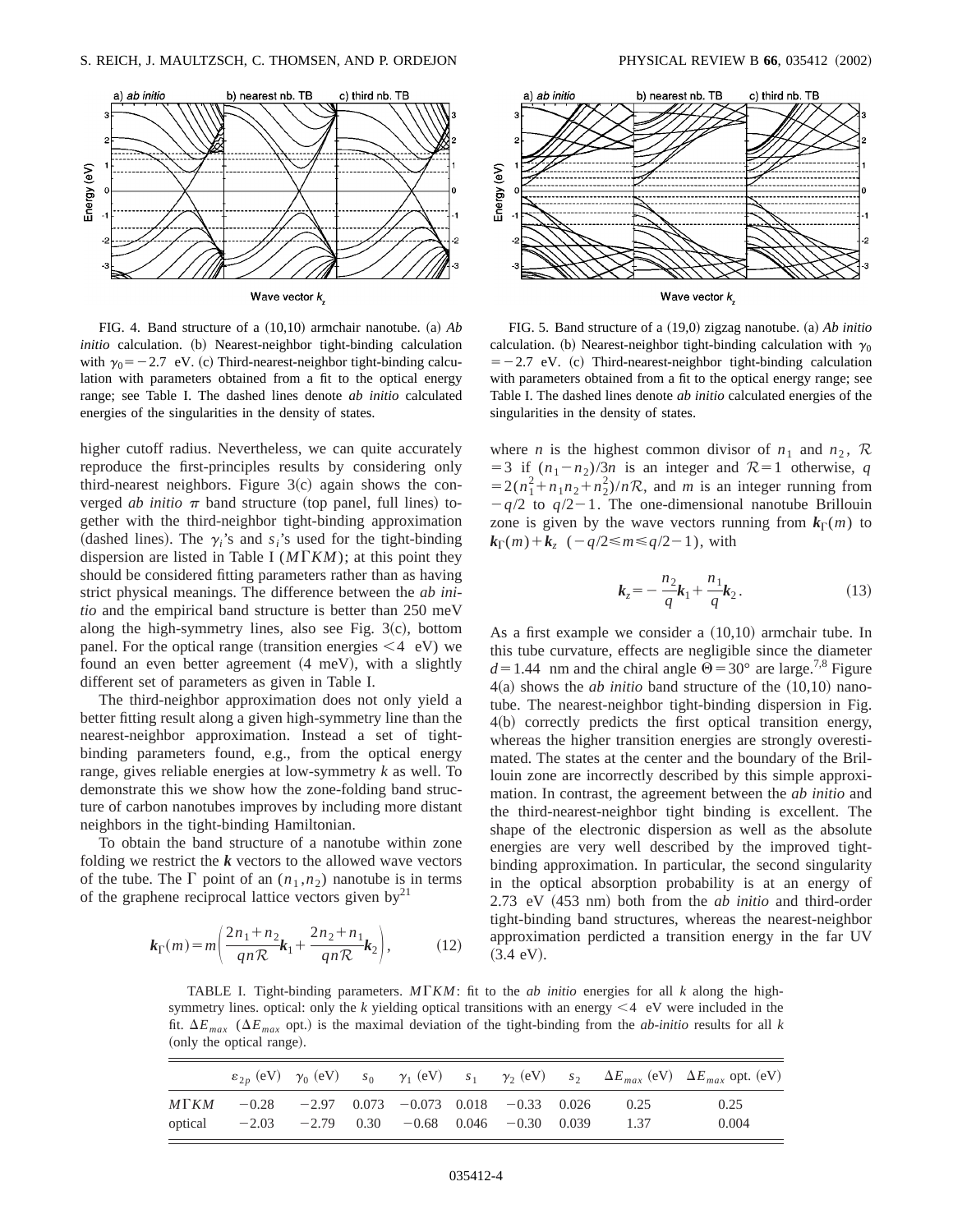FIG. 4. Band structure of a (10,10) armchair nanotube. (a) *Ab initio* calculation. (b) Nearest-neighbor tight-binding calculation with $\gamma_0 = -2.7$ eV. (c) Third-nearest-neighbor tight-binding calculation with parameters obtained from a fit to the optical energy range; see Table I. The dashed lines denote *ab initio* calculated energies of the singularities in the density of states.

FIG. 5. Band structure of a (19,0) zigzag nanotube. (a) *Ab initio* calculation. (b) Nearest-neighbor tight-binding calculation with $\gamma_0 = -2.7$ eV. (c) Third-nearest-neighbor tight-binding calculation with parameters obtained from a fit to the optical energy range; see Table I. The dashed lines denote *ab initio* calculated energies of the singularities in the density of states.

higher cutoff radius. Nevertheless, we can quite accurately reproduce the first-principles results by considering only third-nearest neighbors. Figure 3(c) again shows the converged *ab initio* $\pi$ band structure (top panel, full lines) together with the third-neighbor tight-binding approximation (dashed lines). The $\gamma_i$'s and $s_i$'s used for the tight-binding dispersion are listed in Table I ($M\Gamma KM$); at this point they should be considered fitting parameters rather than as having strict physical meanings. The difference between the *ab initio* and the empirical band structure is better than 250 meV along the high-symmetry lines, also see Fig. 3(c), bottom panel. For the optical range (transition energies $<4$ eV) we found an even better agreement (4 meV), with a slightly different set of parameters as given in Table I.

The third-neighbor approximation does not only yield a better fitting result along a given high-symmetry line than the nearest-neighbor approximation. Instead a set of tight-binding parameters found, e.g., from the optical energy range, gives reliable energies at low-symmetry $k$ as well. To demonstrate this we show how the zone-folding band structure of carbon nanotubes improves by including more distant neighbors in the tight-binding Hamiltonian.

To obtain the band structure of a nanotube within zone folding we restrict the $\boldsymbol{k}$ vectors to the allowed wave vectors of the tube. The $\Gamma$ point of an $(n_1, n_2)$ nanotube is in terms of the graphene reciprocal lattice vectors given by[21]

$$\boldsymbol{k}_\Gamma(m) = m\left(\frac{2n_1+n_2}{qn\mathcal{R}}\boldsymbol{k}_1 + \frac{2n_2+n_1}{qn\mathcal{R}}\boldsymbol{k}_2\right), \tag{12}$$

where $n$ is the highest common divisor of $n_1$ and $n_2$, $\mathcal{R}=3$ if $(n_1-n_2)/3n$ is an integer and $\mathcal{R}=1$ otherwise, $q=2(n_1^2+n_1n_2+n_2^2)/n\mathcal{R}$, and $m$ is an integer running from $-q/2$ to $q/2-1$. The one-dimensional nanotube Brillouin zone is given by the wave vectors running from $\boldsymbol{k}_\Gamma(m)$ to $\boldsymbol{k}_\Gamma(m)+\boldsymbol{k}_z$ $(-q/2 \leqslant m \leqslant q/2-1)$, with

$$\boldsymbol{k}_z = -\frac{n_2}{q}\boldsymbol{k}_1 + \frac{n_1}{q}\boldsymbol{k}_2. \tag{13}$$

As a first example we consider a (10,10) armchair tube. In this tube curvature, effects are negligible since the diameter $d=1.44$ nm and the chiral angle $\Theta=30°$ are large.[7,8] Figure 4(a) shows the *ab initio* band structure of the (10,10) nanotube. The nearest-neighbor tight-binding dispersion in Fig. 4(b) correctly predicts the first optical transition energy, whereas the higher transition energies are strongly overestimated. The states at the center and the boundary of the Brillouin zone are incorrectly described by this simple approximation. In contrast, the agreement between the *ab initio* and the third-nearest-neighbor tight binding is excellent. The shape of the electronic dispersion as well as the absolute energies are very well described by the improved tight-binding approximation. In particular, the second singularity in the optical absorption probability is at an energy of 2.73 eV (453 nm) both from the *ab initio* and third-order tight-binding band structures, whereas the nearest-neighbor approximation perdicted a transition energy in the far UV (3.4 eV).

TABLE I. Tight-binding parameters. $M\Gamma KM$: fit to the *ab initio* energies for all $k$ along the high-symmetry lines. optical: only the $k$ yielding optical transitions with an energy $<4$ eV were included in the fit. $\Delta E_{max}$ ($\Delta E_{max}$ opt.) is the maximal deviation of the tight-binding from the *ab-initio* results for all $k$ (only the optical range).

| | $\varepsilon_{2p}$ (eV) | $\gamma_0$ (eV) | $s_0$ | $\gamma_1$ (eV) | $s_1$ | $\gamma_2$ (eV) | $s_2$ | $\Delta E_{max}$ (eV) | $\Delta E_{max}$ opt. (eV) |
|---|---|---|---|---|---|---|---|---|---|
| $M\Gamma KM$ | −0.28 | −2.97 | 0.073 | −0.073 | 0.018 | −0.33 | 0.026 | 0.25 | 0.25 |
| optical | −2.03 | −2.79 | 0.30 | −0.68 | 0.046 | −0.30 | 0.039 | 1.37 | 0.004 |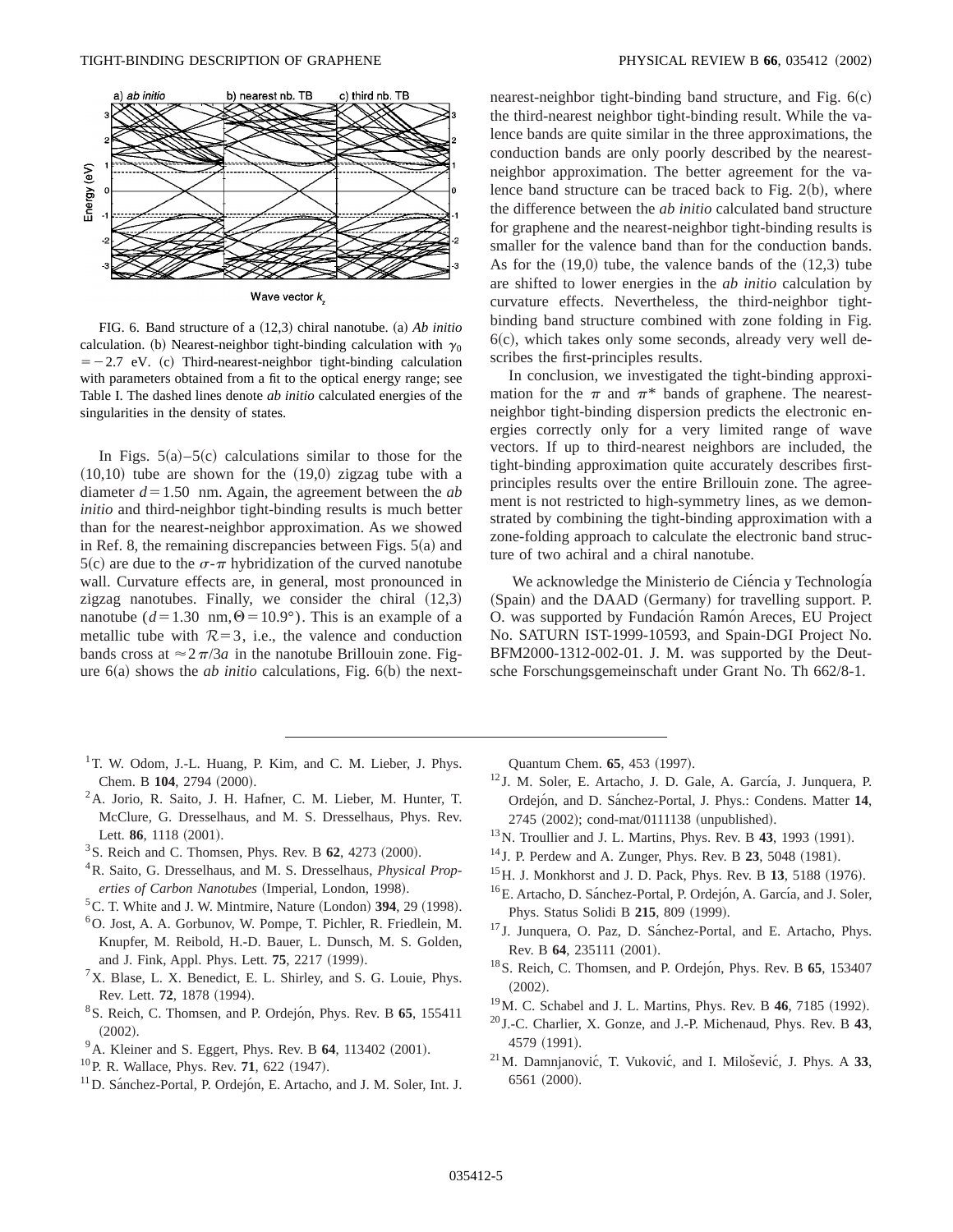a) *ab initio* b) nearest nb. TB c) third nb. TB

Energy (eV)

3
2
1
0
-1
-2
-3

Wave vector $k_z$

FIG. 6. Band structure of a (12,3) chiral nanotube. (a) *Ab initio* calculation. (b) Nearest-neighbor tight-binding calculation with $\gamma_0 = -2.7$ eV. (c) Third-nearest-neighbor tight-binding calculation with parameters obtained from a fit to the optical energy range; see Table I. The dashed lines denote *ab initio* calculated energies of the singularities in the density of states.

In Figs. 5(a)–5(c) calculations similar to those for the (10,10) tube are shown for the (19,0) zigzag tube with a diameter $d = 1.50$ nm. Again, the agreement between the *ab initio* and third-neighbor tight-binding results is much better than for the nearest-neighbor approximation. As we showed in Ref. 8, the remaining discrepancies between Figs. 5(a) and 5(c) are due to the $\sigma$-$\pi$ hybridization of the curved nanotube wall. Curvature effects are, in general, most pronounced in zigzag nanotubes. Finally, we consider the chiral (12,3) nanotube ($d = 1.30$ nm, $\Theta = 10.9°$). This is an example of a metallic tube with $\mathcal{R} = 3$, i.e., the valence and conduction bands cross at $\approx 2\pi/3a$ in the nanotube Brillouin zone. Figure 6(a) shows the *ab initio* calculations, Fig. 6(b) the nearest-neighbor tight-binding band structure, and Fig. 6(c) the third-nearest neighbor tight-binding result. While the valence bands are quite similar in the three approximations, the conduction bands are only poorly described by the nearest-neighbor approximation. The better agreement for the valence band structure can be traced back to Fig. 2(b), where the difference between the *ab initio* calculated band structure for graphene and the nearest-neighbor tight-binding results is smaller for the valence band than for the conduction bands. As for the (19,0) tube, the valence bands of the (12,3) tube are shifted to lower energies in the *ab initio* calculation by curvature effects. Nevertheless, the third-neighbor tight-binding band structure combined with zone folding in Fig. 6(c), which takes only some seconds, already very well describes the first-principles results.

In conclusion, we investigated the tight-binding approximation for the $\pi$ and $\pi^*$ bands of graphene. The nearest-neighbor tight-binding dispersion predicts the electronic energies correctly only for a very limited range of wave vectors. If up to third-nearest neighbors are included, the tight-binding approximation quite accurately describes first-principles results over the entire Brillouin zone. The agreement is not restricted to high-symmetry lines, as we demonstrated by combining the tight-binding approximation with a zone-folding approach to calculate the electronic band structure of two achiral and a chiral nanotube.

We acknowledge the Ministerio de Ciéncia y Technologiá (Spain) and the DAAD (Germany) for travelling support. P. O. was supported by Fundación Ramón Areces, EU Project No. SATURN IST-1999-10593, and Spain-DGI Project No. BFM2000-1312-002-01. J. M. was supported by the Deutsche Forschungsgemeinschaft under Grant No. Th 662/8-1.

---

[1] T. W. Odom, J.-L. Huang, P. Kim, and C. M. Lieber, J. Phys. Chem. B **104**, 2794 (2000).

[2] A. Jorio, R. Saito, J. H. Hafner, C. M. Lieber, M. Hunter, T. McClure, G. Dresselhaus, and M. S. Dresselhaus, Phys. Rev. Lett. **86**, 1118 (2001).

[3] S. Reich and C. Thomsen, Phys. Rev. B **62**, 4273 (2000).

[4] R. Saito, G. Dresselhaus, and M. S. Dresselhaus, *Physical Properties of Carbon Nanotubes* (Imperial, London, 1998).

[5] C. T. White and J. W. Mintmire, Nature (London) **394**, 29 (1998).

[6] O. Jost, A. A. Gorbunov, W. Pompe, T. Pichler, R. Friedlein, M. Knupfer, M. Reibold, H.-D. Bauer, L. Dunsch, M. S. Golden, and J. Fink, Appl. Phys. Lett. **75**, 2217 (1999).

[7] X. Blase, L. X. Benedict, E. L. Shirley, and S. G. Louie, Phys. Rev. Lett. **72**, 1878 (1994).

[8] S. Reich, C. Thomsen, and P. Ordejón, Phys. Rev. B **65**, 155411 (2002).

[9] A. Kleiner and S. Eggert, Phys. Rev. B **64**, 113402 (2001).

[10] P. R. Wallace, Phys. Rev. **71**, 622 (1947).

[11] D. Sánchez-Portal, P. Ordejón, E. Artacho, and J. M. Soler, Int. J. Quantum Chem. **65**, 453 (1997).

[12] J. M. Soler, E. Artacho, J. D. Gale, A. García, J. Junquera, P. Ordejón, and D. Sánchez-Portal, J. Phys.: Condens. Matter **14**, 2745 (2002); cond-mat/0111138 (unpublished).

[13] N. Troullier and J. L. Martins, Phys. Rev. B **43**, 1993 (1991).

[14] J. P. Perdew and A. Zunger, Phys. Rev. B **23**, 5048 (1981).

[15] H. J. Monkhorst and J. D. Pack, Phys. Rev. B **13**, 5188 (1976).

[16] E. Artacho, D. Sánchez-Portal, P. Ordejón, A. García, and J. Soler, Phys. Status Solidi B **215**, 809 (1999).

[17] J. Junquera, O. Paz, D. Sánchez-Portal, and E. Artacho, Phys. Rev. B **64**, 235111 (2001).

[18] S. Reich, C. Thomsen, and P. Ordejón, Phys. Rev. B **65**, 153407 (2002).

[19] M. C. Schabel and J. L. Martins, Phys. Rev. B **46**, 7185 (1992).

[20] J.-C. Charlier, X. Gonze, and J.-P. Michenaud, Phys. Rev. B **43**, 4579 (1991).

[21] M. Damnjanović, T. Vuković, and I. Milošević, J. Phys. A **33**, 6561 (2000).